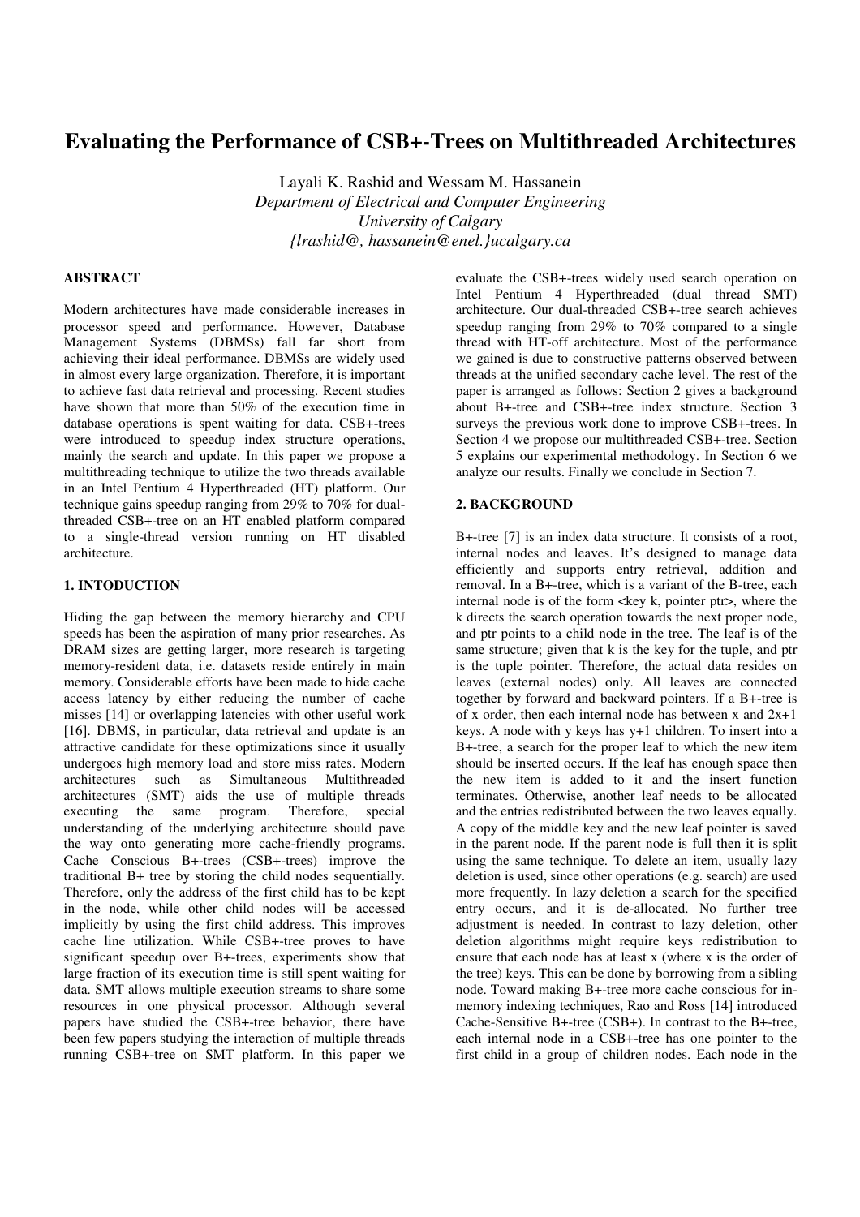# Evaluating the Performance of CSB+-Trees on Multithreaded Architectures

Layali K. Rashid and Wessam M. Hassanein
*Department of Electrical and Computer Engineering*
*University of Calgary*
*{lrashid@, hassanein@enel.}ucalgary.ca*

### ABSTRACT

Modern architectures have made considerable increases in processor speed and performance. However, Database Management Systems (DBMSs) fall far short from achieving their ideal performance. DBMSs are widely used in almost every large organization. Therefore, it is important to achieve fast data retrieval and processing. Recent studies have shown that more than 50% of the execution time in database operations is spent waiting for data. CSB+-trees were introduced to speedup index structure operations, mainly the search and update. In this paper we propose a multithreading technique to utilize the two threads available in an Intel Pentium 4 Hyperthreaded (HT) platform. Our technique gains speedup ranging from 29% to 70% for dual-threaded CSB+-tree on an HT enabled platform compared to a single-thread version running on HT disabled architecture.

### 1. INTODUCTION

Hiding the gap between the memory hierarchy and CPU speeds has been the aspiration of many prior researches. As DRAM sizes are getting larger, more research is targeting memory-resident data, i.e. datasets reside entirely in main memory. Considerable efforts have been made to hide cache access latency by either reducing the number of cache misses [14] or overlapping latencies with other useful work [16]. DBMS, in particular, data retrieval and update is an attractive candidate for these optimizations since it usually undergoes high memory load and store miss rates. Modern architectures such as Simultaneous Multithreaded architectures (SMT) aids the use of multiple threads executing the same program. Therefore, special understanding of the underlying architecture should pave the way onto generating more cache-friendly programs. Cache Conscious B+-trees (CSB+-trees) improve the traditional B+ tree by storing the child nodes sequentially. Therefore, only the address of the first child has to be kept in the node, while other child nodes will be accessed implicitly by using the first child address. This improves cache line utilization. While CSB+-tree proves to have significant speedup over B+-trees, experiments show that large fraction of its execution time is still spent waiting for data. SMT allows multiple execution streams to share some resources in one physical processor. Although several papers have studied the CSB+-tree behavior, there have been few papers studying the interaction of multiple threads running CSB+-tree on SMT platform. In this paper we evaluate the CSB+-trees widely used search operation on Intel Pentium 4 Hyperthreaded (dual thread SMT) architecture. Our dual-threaded CSB+-tree search achieves speedup ranging from 29% to 70% compared to a single thread with HT-off architecture. Most of the performance we gained is due to constructive patterns observed between threads at the unified secondary cache level. The rest of the paper is arranged as follows: Section 2 gives a background about B+-tree and CSB+-tree index structure. Section 3 surveys the previous work done to improve CSB+-trees. In Section 4 we propose our multithreaded CSB+-tree. Section 5 explains our experimental methodology. In Section 6 we analyze our results. Finally we conclude in Section 7.

### 2. BACKGROUND

B+-tree [7] is an index data structure. It consists of a root, internal nodes and leaves. It's designed to manage data efficiently and supports entry retrieval, addition and removal. In a B+-tree, which is a variant of the B-tree, each internal node is of the form <key k, pointer ptr>, where the k directs the search operation towards the next proper node, and ptr points to a child node in the tree. The leaf is of the same structure; given that k is the key for the tuple, and ptr is the tuple pointer. Therefore, the actual data resides on leaves (external nodes) only. All leaves are connected together by forward and backward pointers. If a B+-tree is of x order, then each internal node has between x and 2x+1 keys. A node with y keys has y+1 children. To insert into a B+-tree, a search for the proper leaf to which the new item should be inserted occurs. If the leaf has enough space then the new item is added to it and the insert function terminates. Otherwise, another leaf needs to be allocated and the entries redistributed between the two leaves equally. A copy of the middle key and the new leaf pointer is saved in the parent node. If the parent node is full then it is split using the same technique. To delete an item, usually lazy deletion is used, since other operations (e.g. search) are used more frequently. In lazy deletion a search for the specified entry occurs, and it is de-allocated. No further tree adjustment is needed. In contrast to lazy deletion, other deletion algorithms might require keys redistribution to ensure that each node has at least x (where x is the order of the tree) keys. This can be done by borrowing from a sibling node. Toward making B+-tree more cache conscious for in-memory indexing techniques, Rao and Ross [14] introduced Cache-Sensitive B+-tree (CSB+). In contrast to the B+-tree, each internal node in a CSB+-tree has one pointer to the first child in a group of children nodes. Each node in the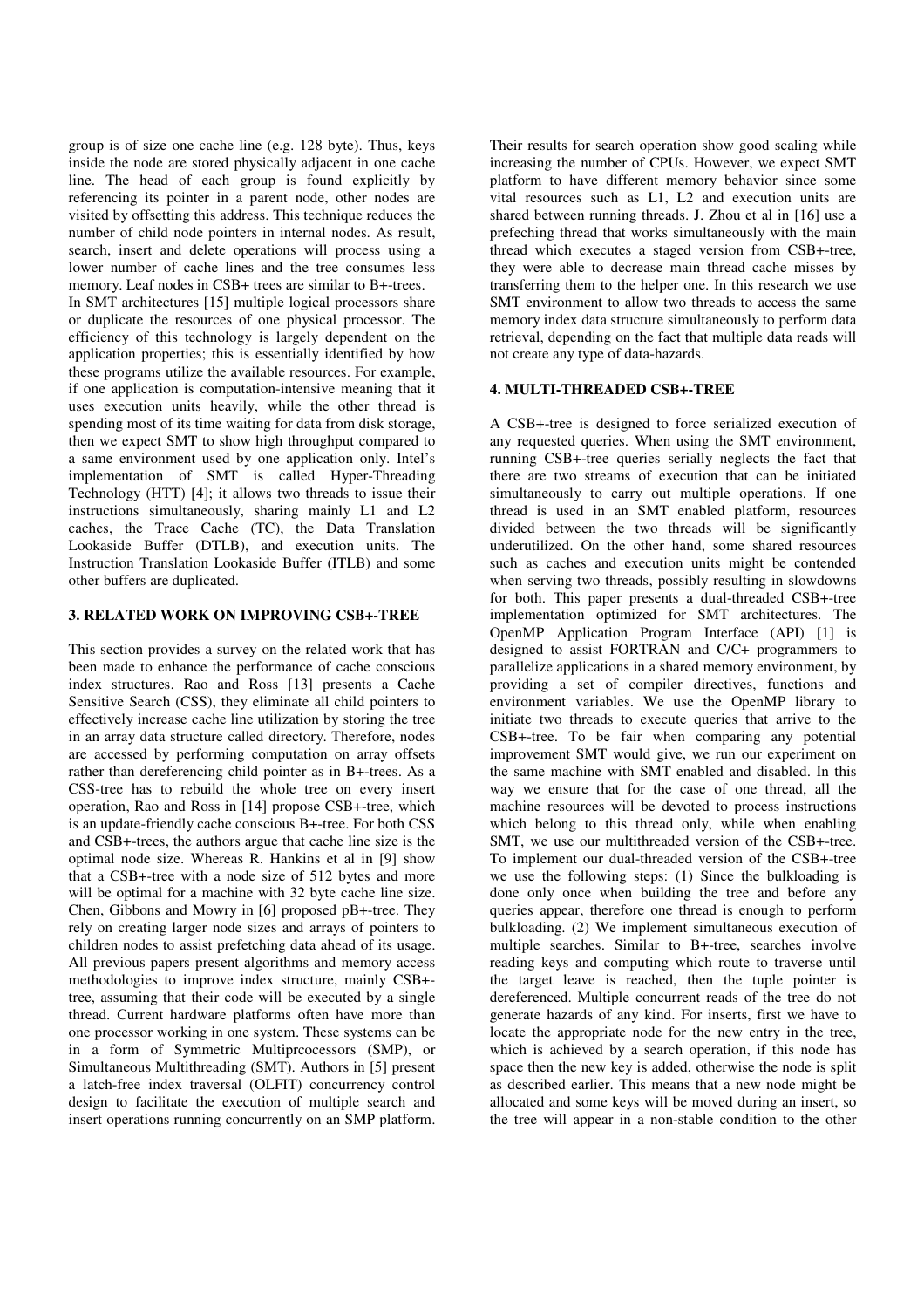group is of size one cache line (e.g. 128 byte). Thus, keys inside the node are stored physically adjacent in one cache line. The head of each group is found explicitly by referencing its pointer in a parent node, other nodes are visited by offsetting this address. This technique reduces the number of child node pointers in internal nodes. As result, search, insert and delete operations will process using a lower number of cache lines and the tree consumes less memory. Leaf nodes in CSB+ trees are similar to B+-trees.

In SMT architectures [15] multiple logical processors share or duplicate the resources of one physical processor. The efficiency of this technology is largely dependent on the application properties; this is essentially identified by how these programs utilize the available resources. For example, if one application is computation-intensive meaning that it uses execution units heavily, while the other thread is spending most of its time waiting for data from disk storage, then we expect SMT to show high throughput compared to a same environment used by one application only. Intel's implementation of SMT is called Hyper-Threading Technology (HTT) [4]; it allows two threads to issue their instructions simultaneously, sharing mainly L1 and L2 caches, the Trace Cache (TC), the Data Translation Lookaside Buffer (DTLB), and execution units. The Instruction Translation Lookaside Buffer (ITLB) and some other buffers are duplicated.

## 3. RELATED WORK ON IMPROVING CSB+-TREE

This section provides a survey on the related work that has been made to enhance the performance of cache conscious index structures. Rao and Ross [13] presents a Cache Sensitive Search (CSS), they eliminate all child pointers to effectively increase cache line utilization by storing the tree in an array data structure called directory. Therefore, nodes are accessed by performing computation on array offsets rather than dereferencing child pointer as in B+-trees. As a CSS-tree has to rebuild the whole tree on every insert operation, Rao and Ross in [14] propose CSB+-tree, which is an update-friendly cache conscious B+-tree. For both CSS and CSB+-trees, the authors argue that cache line size is the optimal node size. Whereas R. Hankins et al in [9] show that a CSB+-tree with a node size of 512 bytes and more will be optimal for a machine with 32 byte cache line size. Chen, Gibbons and Mowry in [6] proposed pB+-tree. They rely on creating larger node sizes and arrays of pointers to children nodes to assist prefetching data ahead of its usage. All previous papers present algorithms and memory access methodologies to improve index structure, mainly CSB+-tree, assuming that their code will be executed by a single thread. Current hardware platforms often have more than one processor working in one system. These systems can be in a form of Symmetric Multiprcoecssors (SMP), or Simultaneous Multithreading (SMT). Authors in [5] present a latch-free index traversal (OLFIT) concurrency control design to facilitate the execution of multiple search and insert operations running concurrently on an SMP platform. Their results for search operation show good scaling while increasing the number of CPUs. However, we expect SMT platform to have different memory behavior since some vital resources such as L1, L2 and execution units are shared between running threads. J. Zhou et al in [16] use a prefeching thread that works simultaneously with the main thread which executes a staged version from CSB+-tree, they were able to decrease main thread cache misses by transferring them to the helper one. In this research we use SMT environment to allow two threads to access the same memory index data structure simultaneously to perform data retrieval, depending on the fact that multiple data reads will not create any type of data-hazards.

## 4. MULTI-THREADED CSB+-TREE

A CSB+-tree is designed to force serialized execution of any requested queries. When using the SMT environment, running CSB+-tree queries serially neglects the fact that there are two streams of execution that can be initiated simultaneously to carry out multiple operations. If one thread is used in an SMT enabled platform, resources divided between the two threads will be significantly underutilized. On the other hand, some shared resources such as caches and execution units might be contended when serving two threads, possibly resulting in slowdowns for both. This paper presents a dual-threaded CSB+-tree implementation optimized for SMT architectures. The OpenMP Application Program Interface (API) [1] is designed to assist FORTRAN and C/C+ programmers to parallelize applications in a shared memory environment, by providing a set of compiler directives, functions and environment variables. We use the OpenMP library to initiate two threads to execute queries that arrive to the CSB+-tree. To be fair when comparing any potential improvement SMT would give, we run our experiment on the same machine with SMT enabled and disabled. In this way we ensure that for the case of one thread, all the machine resources will be devoted to process instructions which belong to this thread only, while when enabling SMT, we use our multithreaded version of the CSB+-tree. To implement our dual-threaded version of the CSB+-tree we use the following steps: (1) Since the bulkloading is done only once when building the tree and before any queries appear, therefore one thread is enough to perform bulkloading. (2) We implement simultaneous execution of multiple searches. Similar to B+-tree, searches involve reading keys and computing which route to traverse until the target leave is reached, then the tuple pointer is dereferenced. Multiple concurrent reads of the tree do not generate hazards of any kind. For inserts, first we have to locate the appropriate node for the new entry in the tree, which is achieved by a search operation, if this node has space then the new key is added, otherwise the node is split as described earlier. This means that a new node might be allocated and some keys will be moved during an insert, so the tree will appear in a non-stable condition to the other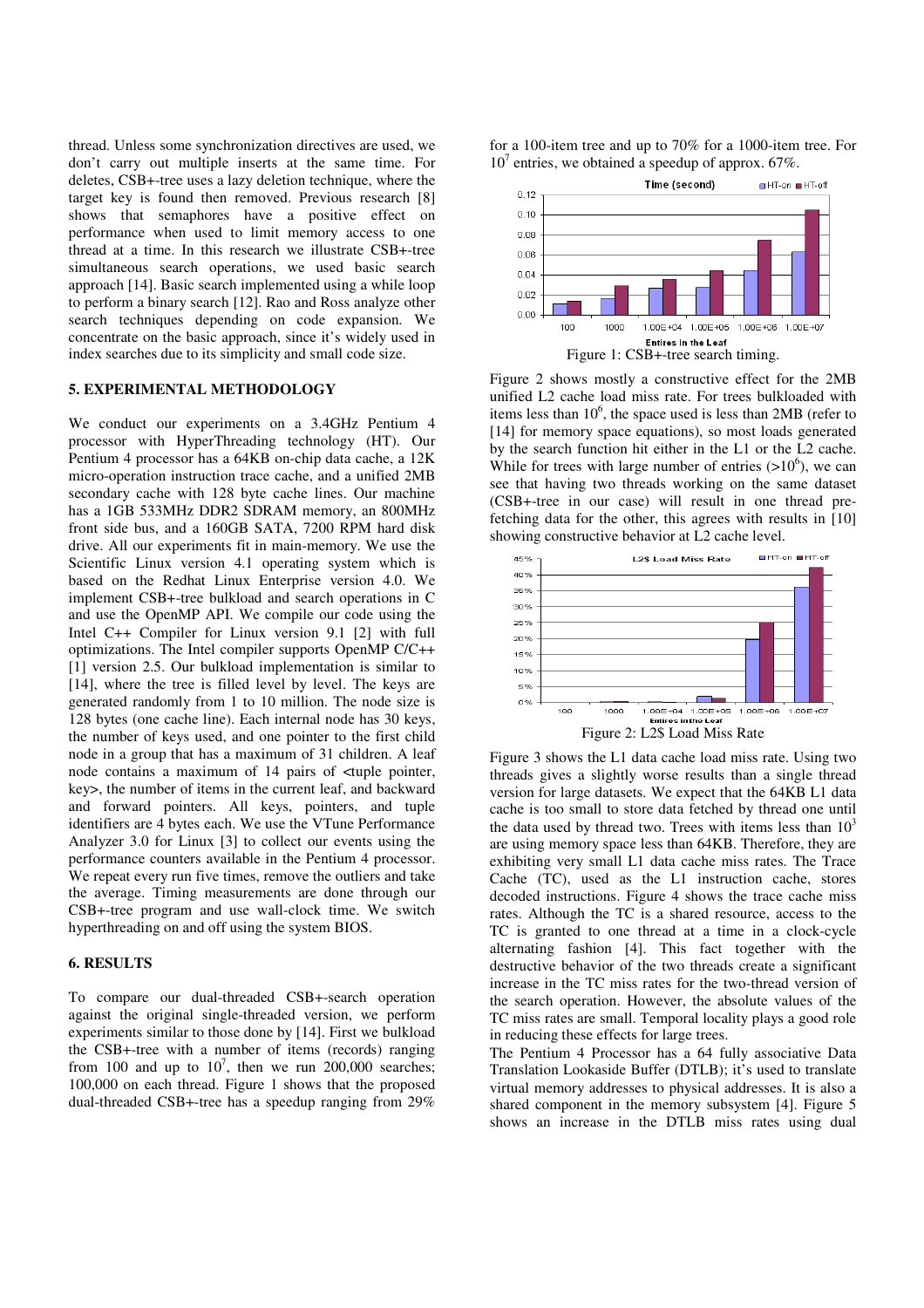thread. Unless some synchronization directives are used, we don't carry out multiple inserts at the same time. For deletes, CSB+-tree uses a lazy deletion technique, where the target key is found then removed. Previous research [8] shows that semaphores have a positive effect on performance when used to limit memory access to one thread at a time. In this research we illustrate CSB+-tree simultaneous search operations, we used basic search approach [14]. Basic search implemented using a while loop to perform a binary search [12]. Rao and Ross analyze other search techniques depending on code expansion. We concentrate on the basic approach, since it's widely used in index searches due to its simplicity and small code size.

## 5. EXPERIMENTAL METHODOLOGY

We conduct our experiments on a 3.4GHz Pentium 4 processor with HyperThreading technology (HT). Our Pentium 4 processor has a 64KB on-chip data cache, a 12K micro-operation instruction trace cache, and a unified 2MB secondary cache with 128 byte cache lines. Our machine has a 1GB 533MHz DDR2 SDRAM memory, an 800MHz front side bus, and a 160GB SATA, 7200 RPM hard disk drive. All our experiments fit in main-memory. We use the Scientific Linux version 4.1 operating system which is based on the Redhat Linux Enterprise version 4.0. We implement CSB+-tree bulkload and search operations in C and use the OpenMP API. We compile our code using the Intel C++ Compiler for Linux version 9.1 [2] with full optimizations. The Intel compiler supports OpenMP C/C++ [1] version 2.5. Our bulkload implementation is similar to [14], where the tree is filled level by level. The keys are generated randomly from 1 to 10 million. The node size is 128 bytes (one cache line). Each internal node has 30 keys, the number of keys used, and one pointer to the first child node in a group that has a maximum of 31 children. A leaf node contains a maximum of 14 pairs of <tuple pointer, key>, the number of items in the current leaf, and backward and forward pointers. All keys, pointers, and tuple identifiers are 4 bytes each. We use the VTune Performance Analyzer 3.0 for Linux [3] to collect our events using the performance counters available in the Pentium 4 processor. We repeat every run five times, remove the outliers and take the average. Timing measurements are done through our CSB+-tree program and use wall-clock time. We switch hyperthreading on and off using the system BIOS.

## 6. RESULTS

To compare our dual-threaded CSB+-search operation against the original single-threaded version, we perform experiments similar to those done by [14]. First we bulkload the CSB+-tree with a number of items (records) ranging from 100 and up to $10^7$, then we run 200,000 searches; 100,000 on each thread. Figure 1 shows that the proposed dual-threaded CSB+-tree has a speedup ranging from 29% for a 100-item tree and up to 70% for a 1000-item tree. For $10^7$ entries, we obtained a speedup of approx. 67%.

Figure 1: CSB+-tree search timing.

Figure 2 shows mostly a constructive effect for the 2MB unified L2 cache load miss rate. For trees bulkloaded with items less than $10^6$, the space used is less than 2MB (refer to [14] for memory space equations), so most loads generated by the search function hit either in the L1 or the L2 cache. While for trees with large number of entries ($>10^6$), we can see that having two threads working on the same dataset (CSB+-tree in our case) will result in one thread pre-fetching data for the other, this agrees with results in [10] showing constructive behavior at L2 cache level.

Figure 2: L2$ Load Miss Rate

Figure 3 shows the L1 data cache load miss rate. Using two threads gives a slightly worse results than a single thread version for large datasets. We expect that the 64KB L1 data cache is too small to store data fetched by thread one until the data used by thread two. Trees with items less than $10^3$ are using memory space less than 64KB. Therefore, they are exhibiting very small L1 data cache miss rates. The Trace Cache (TC), used as the L1 instruction cache, stores decoded instructions. Figure 4 shows the trace cache miss rates. Although the TC is a shared resource, access to the TC is granted to one thread at a time in a clock-cycle alternating fashion [4]. This fact together with the destructive behavior of the two threads create a significant increase in the TC miss rates for the two-thread version of the search operation. However, the absolute values of the TC miss rates are small. Temporal locality plays a good role in reducing these effects for large trees.

The Pentium 4 Processor has a 64 fully associative Data Translation Lookaside Buffer (DTLB); it's used to translate virtual memory addresses to physical addresses. It is also a shared component in the memory subsystem [4]. Figure 5 shows an increase in the DTLB miss rates using dual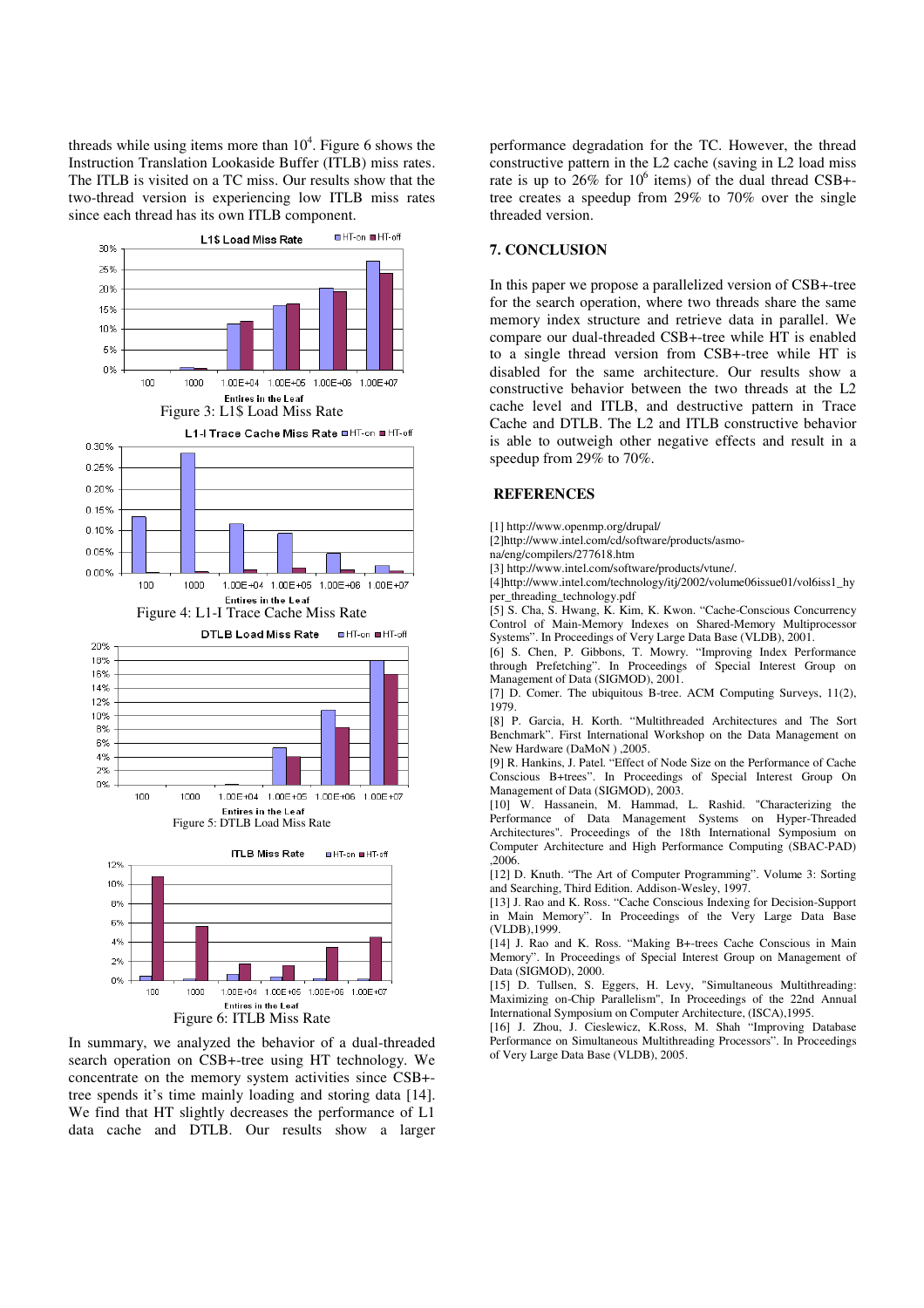threads while using items more than $10^4$. Figure 6 shows the Instruction Translation Lookaside Buffer (ITLB) miss rates. The ITLB is visited on a TC miss. Our results show that the two-thread version is experiencing low ITLB miss rates since each thread has its own ITLB component.

L1$ Load Miss Rate
HT-on HT-off
30%
25%
20%
15%
10%
5%
0%
100 1000 1.00E+04 1.00E+05 1.00E+06 1.00E+07
Entires in the Leaf

Figure 3: L1$ Load Miss Rate

L1-I Trace Cache Miss Rate
HT-on HT-off
0.30%
0.25%
0.20%
0.15%
0.10%
0.05%
0.00%
100 1000 1.00E+04 1.00E+05 1.00E+06 1.00E+07
Entires in the Leaf

Figure 4: L1-I Trace Cache Miss Rate

DTLB Load Miss Rate
HT-on HT-off
20%
18%
16%
14%
12%
10%
8%
6%
4%
2%
0%
100 1000 1.00E+04 1.00E+05 1.00E+06 1.00E+07
Entires in the Leaf

Figure 5: DTLB Load Miss Rate

ITLB Miss Rate
HT-on HT-off
12%
10%
8%
6%
4%
2%
0%
100 1000 1.00E+04 1.00E+05 1.00E+06 1.00E+07
Entires in the Leaf

Figure 6: ITLB Miss Rate

In summary, we analyzed the behavior of a dual-threaded search operation on CSB+-tree using HT technology. We concentrate on the memory system activities since CSB+-tree spends it's time mainly loading and storing data [14]. We find that HT slightly decreases the performance of L1 data cache and DTLB. Our results show a larger performance degradation for the TC. However, the thread constructive pattern in the L2 cache (saving in L2 load miss rate is up to 26% for $10^6$ items) of the dual thread CSB+-tree creates a speedup from 29% to 70% over the single threaded version.

## 7. CONCLUSION

In this paper we propose a parallelized version of CSB+-tree for the search operation, where two threads share the same memory index structure and retrieve data in parallel. We compare our dual-threaded CSB+-tree while HT is enabled to a single thread version from CSB+-tree while HT is disabled for the same architecture. Our results show a constructive behavior between the two threads at the L2 cache level and ITLB, and destructive pattern in Trace Cache and DTLB. The L2 and ITLB constructive behavior is able to outweigh other negative effects and result in a speedup from 29% to 70%.

## REFERENCES

[1] http://www.openmp.org/drupal/

[2]http://www.intel.com/cd/software/products/asmo-na/eng/compilers/277618.htm

[3] http://www.intel.com/software/products/vtune/.

[4]http://www.intel.com/technology/itj/2002/volume06issue01/vol6iss1_hyper_threading_technology.pdf

[5] S. Cha, S. Hwang, K. Kim, K. Kwon. "Cache-Conscious Concurrency Control of Main-Memory Indexes on Shared-Memory Multiprocessor Systems". In Proceedings of Very Large Data Base (VLDB), 2001.

[6] S. Chen, P. Gibbons, T. Mowry. "Improving Index Performance through Prefetching". In Proceedings of Special Interest Group on Management of Data (SIGMOD), 2001.

[7] D. Comer. The ubiquitous B-tree. ACM Computing Surveys, 11(2), 1979.

[8] P. Garcia, H. Korth. "Multithreaded Architectures and The Sort Benchmark". First International Workshop on the Data Management on New Hardware (DaMoN ) ,2005.

[9] R. Hankins, J. Patel. "Effect of Node Size on the Performance of Cache Conscious B+trees". In Proceedings of Special Interest Group On Management of Data (SIGMOD), 2003.

[10] W. Hassanein, M. Hammad, L. Rashid. "Characterizing the Performance of Data Management Systems on Hyper-Threaded Architectures". Proceedings of the 18th International Symposium on Computer Architecture and High Performance Computing (SBAC-PAD) ,2006.

[12] D. Knuth. "The Art of Computer Programming". Volume 3: Sorting and Searching, Third Edition. Addison-Wesley, 1997.

[13] J. Rao and K. Ross. "Cache Conscious Indexing for Decision-Support in Main Memory". In Proceedings of the Very Large Data Base (VLDB),1999.

[14] J. Rao and K. Ross. "Making B+-trees Cache Conscious in Main Memory". In Proceedings of Special Interest Group on Management of Data (SIGMOD), 2000.

[15] D. Tullsen, S. Eggers, H. Levy, "Simultaneous Multithreading: Maximizing on-Chip Parallelism", In Proceedings of the 22nd Annual International Symposium on Computer Architecture, (ISCA),1995.

[16] J. Zhou, J. Cieslewicz, K.Ross, M. Shah "Improving Database Performance on Simultaneous Multithreading Processors". In Proceedings of Very Large Data Base (VLDB), 2005.